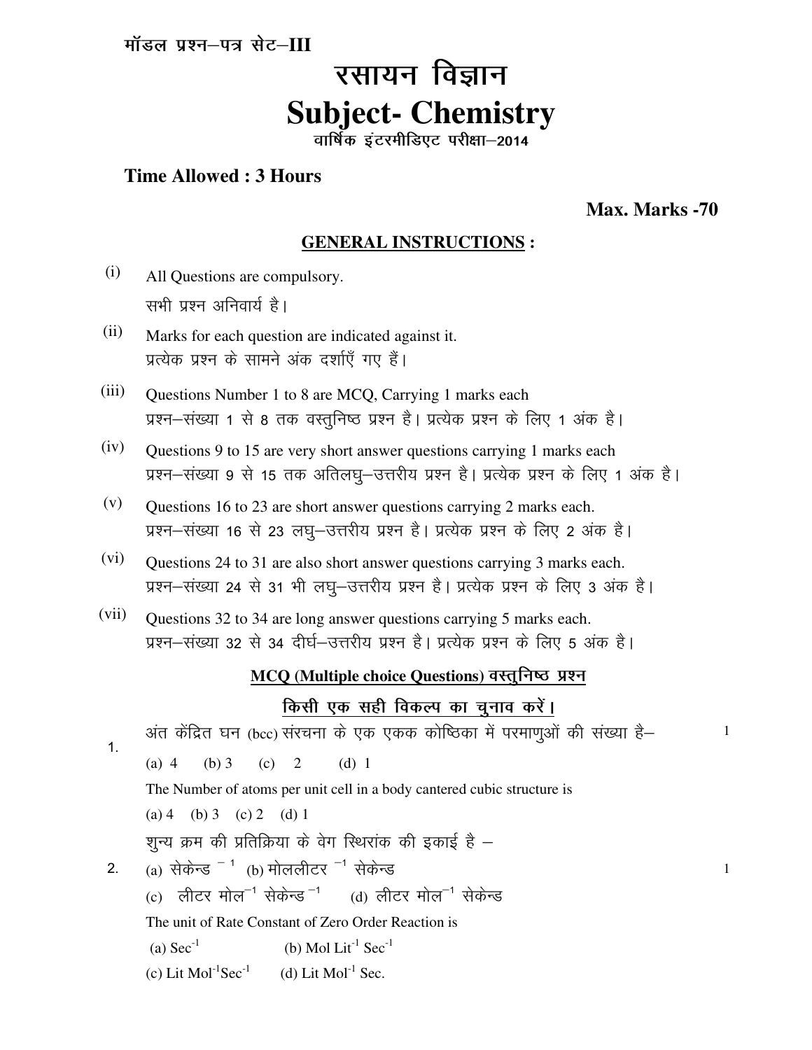मॉडल प्रश्न–पत्र सेट–III

# रसायन विज्ञान
# Subject- Chemistry

वार्षिक इंटरमीडिएट परीक्षा–2014

**Time Allowed : 3 Hours**

**Max. Marks -70**

## GENERAL INSTRUCTIONS :

(i) All Questions are compulsory.
सभी प्रश्न अनिवार्य है।

(ii) Marks for each question are indicated against it.
प्रत्येक प्रश्न के सामने अंक दर्शाएँ गए हैं।

(iii) Questions Number 1 to 8 are MCQ, Carrying 1 marks each
प्रश्न–संख्या 1 से 8 तक वस्तुनिष्ठ प्रश्न है। प्रत्येक प्रश्न के लिए 1 अंक है।

(iv) Questions 9 to 15 are very short answer questions carrying 1 marks each
प्रश्न–संख्या 9 से 15 तक अतिलघु–उत्तरीय प्रश्न है। प्रत्येक प्रश्न के लिए 1 अंक है।

(v) Questions 16 to 23 are short answer questions carrying 2 marks each.
प्रश्न–संख्या 16 से 23 लघु–उत्तरीय प्रश्न है। प्रत्येक प्रश्न के लिए 2 अंक है।

(vi) Questions 24 to 31 are also short answer questions carrying 3 marks each.
प्रश्न–संख्या 24 से 31 भी लघु–उत्तरीय प्रश्न है। प्रत्येक प्रश्न के लिए 3 अंक है।

(vii) Questions 32 to 34 are long answer questions carrying 5 marks each.
प्रश्न–संख्या 32 से 34 दीर्घ–उत्तरीय प्रश्न है। प्रत्येक प्रश्न के लिए 5 अंक है।

### MCQ (Multiple choice Questions) वस्तुनिष्ठ प्रश्न

### किसी एक सही विकल्प का चुनाव करें।

1. अंत केंद्रित घन (bcc) संरचना के एक एकक कोष्ठिका में परमाणुओं की संख्या है– **1**

   (a) 4 (b) 3 (c) 2 (d) 1

   The Number of atoms per unit cell in a body cantered cubic structure is

   (a) 4 (b) 3 (c) 2 (d) 1

2. शुन्य क्रम की प्रतिक्रिया के वेग स्थिरांक की इकाई है – **1**

   (a) सेकेन्ड $^{-1}$ (b) मोललीटर $^{-1}$ सेकेन्ड

   (c) लीटर मोल$^{-1}$ सेकेन्ड$^{-1}$ (d) लीटर मोल$^{-1}$ सेकेन्ड

   The unit of Rate Constant of Zero Order Reaction is

   (a) $Sec^{-1}$ (b) Mol $Lit^{-1}$ $Sec^{-1}$

   (c) Lit $Mol^{-1}Sec^{-1}$ (d) Lit $Mol^{-1}$ Sec.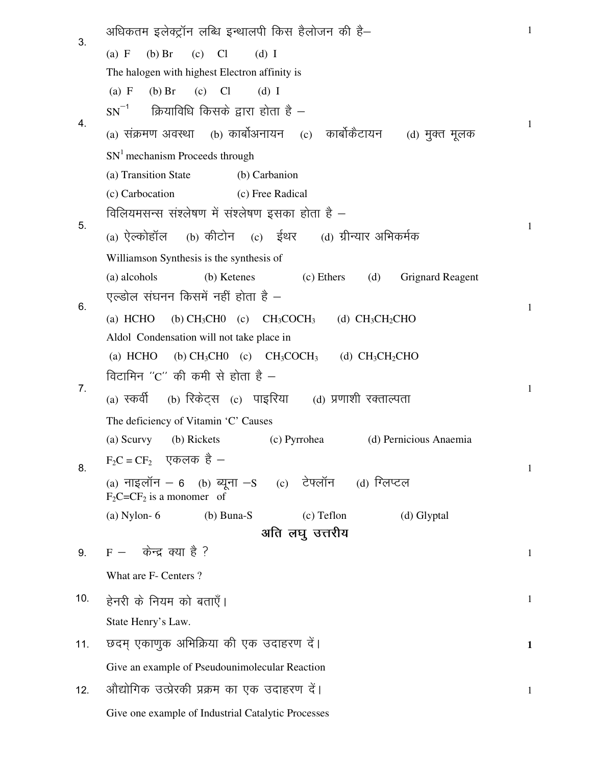3. अधिकतम इलेक्ट्रॉन लब्धि इन्थालपी किस हैलोजन की है– 1

(a) F (b) Br (c) Cl (d) I

The halogen with highest Electron affinity is

(a) F (b) Br (c) Cl (d) I

4. $SN^{-1}$ क्रियाविधि किसके द्वारा होता है – 1

(a) संक्रमण अवस्था (b) कार्बोअनायन (c) कार्बोकैटायन (d) मुक्त मूलक

$SN^1$ mechanism Proceeds through

(a) Transition State (b) Carbanion

(c) Carbocation (c) Free Radical

5. विलियमसन्स संश्लेषण में संश्लेषण इसका होता है – 1

(a) ऐल्कोहॉल (b) कीटोन (c) ईथर (d) ग्रीन्यार अभिकर्मक

Williamson Synthesis is the synthesis of

(a) alcohols (b) Ketenes (c) Ethers (d) Grignard Reagent

6. एल्डोल संघनन किसमें नहीं होता है – 1

(a) HCHO (b) $CH_3CH0$ (c) $CH_3COCH_3$ (d) $CH_3CH_2CHO$

Aldol Condensation will not take place in

(a) HCHO (b) $CH_3CH0$ (c) $CH_3COCH_3$ (d) $CH_3CH_2CHO$

7. विटामिन ''C'' की कमी से होता है – 1

(a) स्कर्वी (b) रिकेट्स (c) पाइरिया (d) प्रणाशी रक्ताल्पता

The deficiency of Vitamin 'C' Causes

(a) Scurvy (b) Rickets (c) Pyrrohea (d) Pernicious Anaemia

8. $F_2C = CF_2$ एकलक है – 1

(a) नाइलॉन – 6 (b) ब्यूना –S (c) टेफ्लॉन (d) ग्लिप्टल

$F_2C=CF_2$ is a monomer of

(a) Nylon- 6 (b) Buna-S (c) Teflon (d) Glyptal

## अति लघु उत्तरीय

9. F – केन्द्र क्या है ? 1

What are F- Centers ?

10. हेनरी के नियम को बताएँ। 1

State Henry's Law.

11. छदम् एकाणुक अभिक्रिया की एक उदाहरण दें। **1**

Give an example of Pseudounimolecular Reaction

12. औद्योगिक उत्प्रेरकी प्रक्रम का एक उदाहरण दें। 1

Give one example of Industrial Catalytic Processes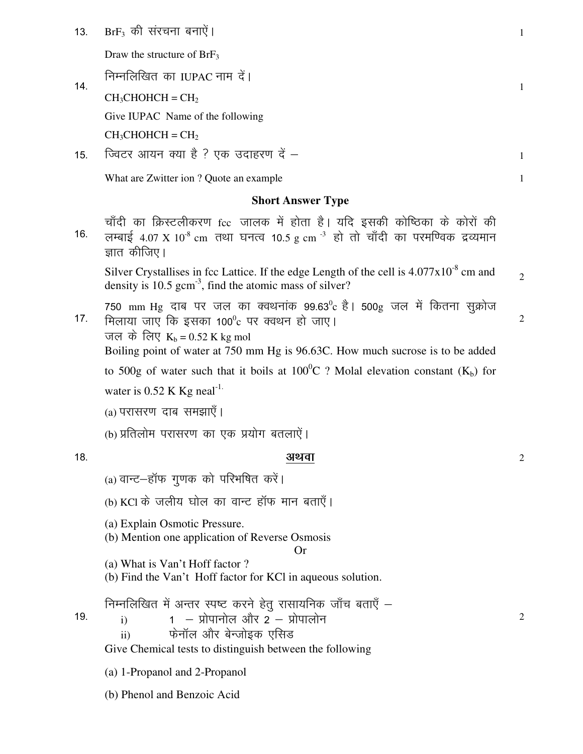13. $BrF_3$ की संरचना बनाऐं। 1

Draw the structure of $BrF_3$

14. निम्नलिखित का IUPAC नाम दें। 1

$CH_3CHOHCH = CH_2$

Give IUPAC Name of the following

$CH_3CHOHCH = CH_2$

15. ज्विटर आयन क्या है ? एक उदाहरण दें – 1

What are Zwitter ion ? Quote an example 1

## Short Answer Type

16. चाँदी का क्रिस्टलीकरण fcc जालक में होता है। यदि इसकी कोष्ठिका के कोरों की लम्बाई $4.07 \times 10^{-8}$ cm तथा घनत्व 10.5 g $cm^{-3}$ हो तो चाँदी का परमण्विक द्रव्यमान ज्ञात कीजिए।

Silver Crystallises in fcc Lattice. If the edge Length of the cell is $4.077 \times 10^{-8}$ cm and density is 10.5 $gcm^{-3}$, find the atomic mass of silver? 2

17. 750 mm Hg दाब पर जल का क्वथनांक $99.63^0$c है। 500g जल में कितना सुक्रोज मिलाया जाए कि इसका $100^0$c पर क्वथन हो जाए। 2

जल के लिए $K_b = 0.52$ K kg mol

Boiling point of water at 750 mm Hg is 96.63C. How much sucrose is to be added to 500g of water such that it boils at $100^0$C ? Molal elevation constant ($K_b$) for water is 0.52 K Kg $neal^{-1.}$

18. (a) परासरण दाब समझाएँ।

(b) प्रतिलोम परासरण का एक प्रयोग बतलाऐं।

**अथवा** 2

(a) वान्ट–हॉफ गुणक को परिभषित करें।

(b) KCl के जलीय घोल का वान्ट हॉफ मान बताएँ।

(a) Explain Osmotic Pressure.
(b) Mention one application of Reverse Osmosis

Or

(a) What is Van't Hoff factor ?
(b) Find the Van't Hoff factor for KCl in aqueous solution.

19. निम्नलिखित में अन्तर स्पष्ट करने हेतु रासायनिक जाँच बताएँ – 2

i) 1 – प्रोपानोल और 2 – प्रोपालोन

ii) फेनॉल और बेन्जोइक एसिड

Give Chemical tests to distinguish between the following

(a) 1-Propanol and 2-Propanol

(b) Phenol and Benzoic Acid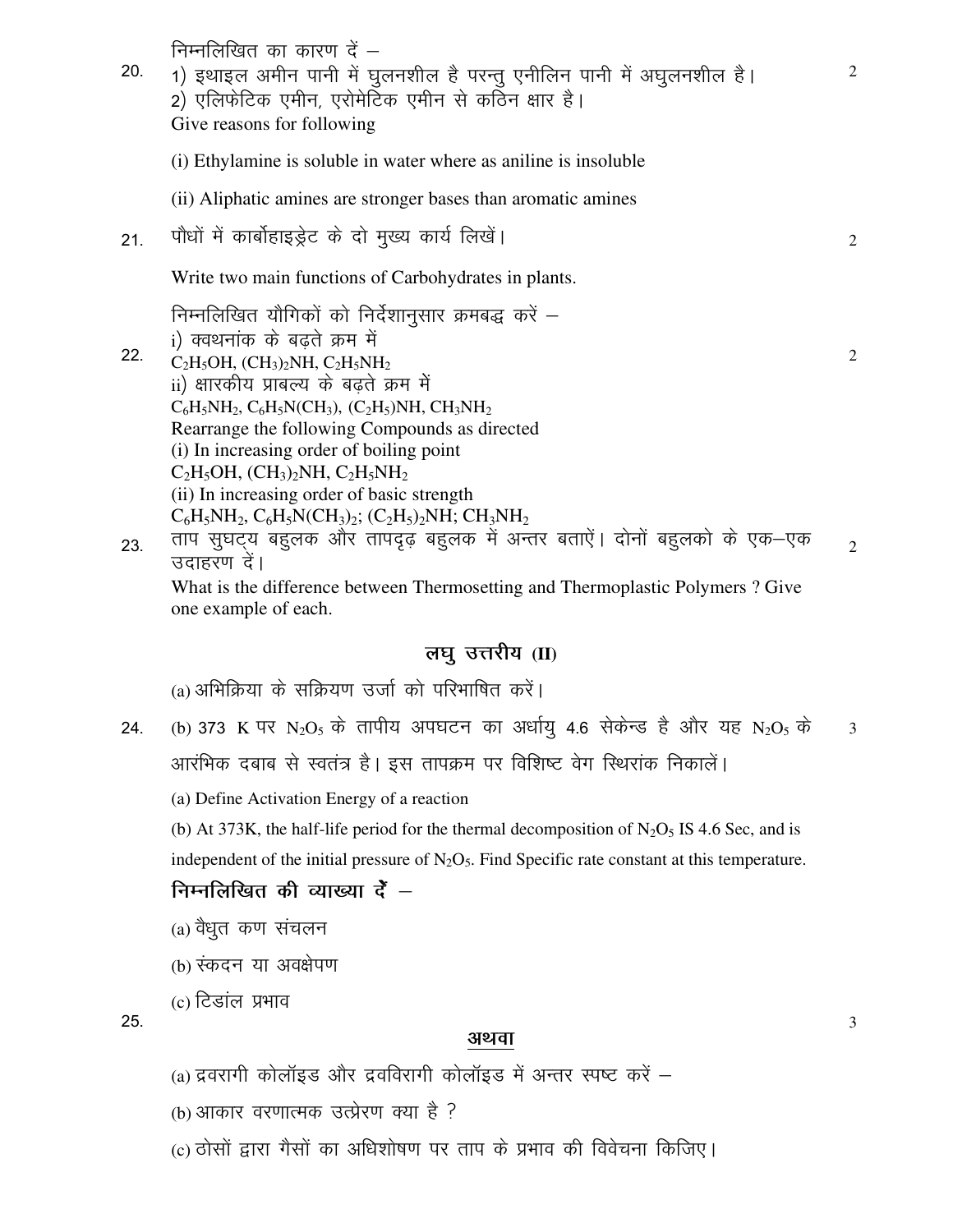20. निम्नलिखित का कारण दें –

1) इथाइल अमीन पानी में घुलनशील है परन्तु एनीलिन पानी में अघुलनशील है।
2) एलिफेटिक एमीन, एरोमेटिक एमीन से कठिन क्षार है।

Give reasons for following

(i) Ethylamine is soluble in water where as aniline is insoluble

(ii) Aliphatic amines are stronger bases than aromatic amines

**2**

21. पौधों में कार्बोहाइड्रेट के दो मुख्य कार्य लिखें।

Write two main functions of Carbohydrates in plants.

**2**

22. निम्नलिखित यौगिकों को निर्देशानुसार क्रमबद्ध करें –

i) क्वथनांक के बढ़ते क्रम में
$C_2H_5OH$, $(CH_3)_2NH$, $C_2H_5NH_2$

ii) क्षारकीय प्राबल्य के बढ़ते क्रम में
$C_6H_5NH_2$, $C_6H_5N(CH_3)$, $(C_2H_5)NH$, $CH_3NH_2$

Rearrange the following Compounds as directed

(i) In increasing order of boiling point
$C_2H_5OH$, $(CH_3)_2NH$, $C_2H_5NH_2$

(ii) In increasing order of basic strength
$C_6H_5NH_2$, $C_6H_5N(CH_3)_2$; $(C_2H_5)_2NH$; $CH_3NH_2$

**2**

23. ताप सुघट्य बहुलक और तापदृढ़ बहुलक में अन्तर बताऐं। दोनों बहुलको के एक–एक उदाहरण दें।

What is the difference between Thermosetting and Thermoplastic Polymers ? Give one example of each.

**2**

## लघु उत्तरीय (II)

24. (a) अभिक्रिया के सक्रियण उर्जा को परिभाषित करें।

(b) 373 K पर $N_2O_5$ के तापीय अपघटन का अर्धायु 4.6 सेकेन्ड है और यह $N_2O_5$ के आरंभिक दबाब से स्वतंत्र है। इस तापक्रम पर विशिष्ट वेग स्थिरांक निकालें।

(a) Define Activation Energy of a reaction

(b) At 373K, the half-life period for the thermal decomposition of $N_2O_5$ IS 4.6 Sec, and is independent of the initial pressure of $N_2O_5$. Find Specific rate constant at this temperature.

**3**

25. **निम्नलिखित की व्याख्या दें –**

(a) वैधुत कण संचलन

(b) स्कंदन या अवक्षेपण

(c) टिडांल प्रभाव

**<u>अथवा</u>**

(a) द्रवरागी कोलॉइड और द्रवविरागी कोलॉइड में अन्तर स्पष्ट करें –

(b) आकार वरणात्मक उत्प्रेरण क्या है ?

(c) ठोसों द्वारा गैसों का अधिशोषण पर ताप के प्रभाव की विवेचना किजिए।

**3**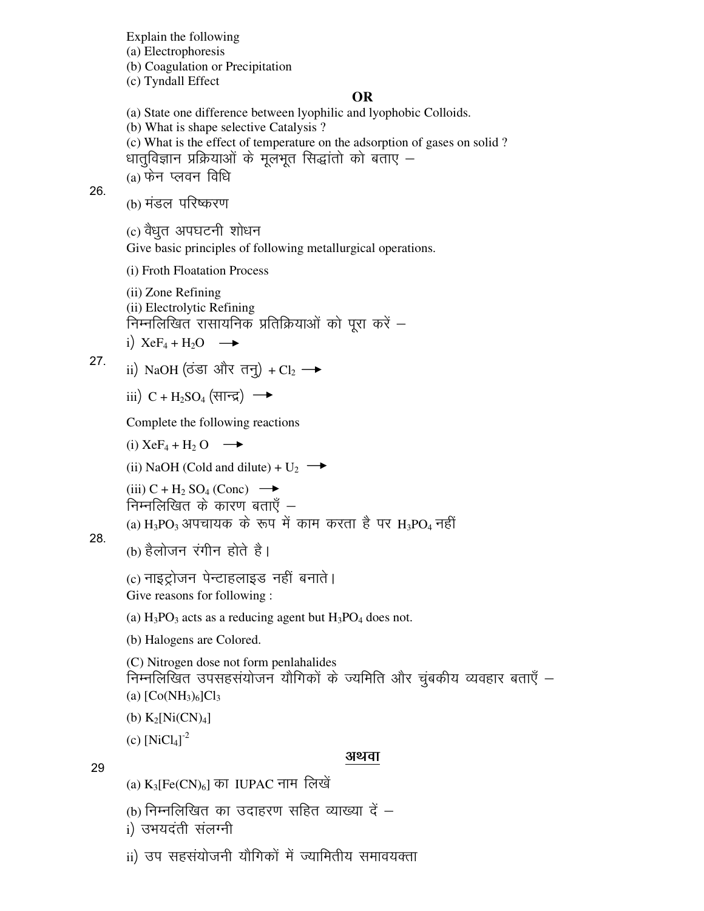Explain the following

(a) Electrophoresis

(b) Coagulation or Precipitation

(c) Tyndall Effect

**OR**

(a) State one difference between lyophilic and lyophobic Colloids.

(b) What is shape selective Catalysis ?

(c) What is the effect of temperature on the adsorption of gases on solid ?

26. धातुविज्ञान प्रक्रियाओं के मूलभूत सिद्धांतो को बताए –

(a) फेन प्लवन विधि

(b) मंडल परिष्करण

(c) वैधुत अपघटनी शोधन

Give basic principles of following metallurgical operations.

(i) Froth Floatation Process

(ii) Zone Refining

(ii) Electrolytic Refining

27. निम्नलिखित रासायनिक प्रतिक्रियाओं को पूरा करें –

i) $XeF_4 + H_2O \longrightarrow$

ii) $NaOH$ (ठंडा और तनु) $+ Cl_2 \longrightarrow$

iii) $C + H_2SO_4$ (सान्द्र) $\longrightarrow$

Complete the following reactions

(i) $XeF_4 + H_2O \longrightarrow$

(ii) $NaOH$ (Cold and dilute) $+ U_2 \longrightarrow$

(iii) $C + H_2SO_4$ (Conc) $\longrightarrow$

28. निम्नलिखित के कारण बताएँ –

(a) $H_3PO_3$ अपचायक के रूप में काम करता है पर $H_3PO_4$ नहीं

(b) हैलोजन रंगीन होते है।

(c) नाइट्रोजन पेन्टाहलाइड नहीं बनाते।

Give reasons for following :

(a) $H_3PO_3$ acts as a reducing agent but $H_3PO_4$ does not.

(b) Halogens are Colored.

(C) Nitrogen dose not form penlahalides

29 निम्नलिखित उपसहसंयोजन यौगिकों के ज्यमिति और चुंबकीय व्यवहार बताएँ –

(a) $[Co(NH_3)_6]Cl_3$

(b) $K_2[Ni(CN)_4]$

(c) $[NiCl_4]^{-2}$

**अथवा**

(a) $K_3[Fe(CN)_6]$ का IUPAC नाम लिखें

(b) निम्नलिखित का उदाहरण सहित व्याख्या दें –

i) उभयदंती संलग्नी

ii) उप सहसंयोजनी यौगिकों में ज्यामितीय समावयक्ता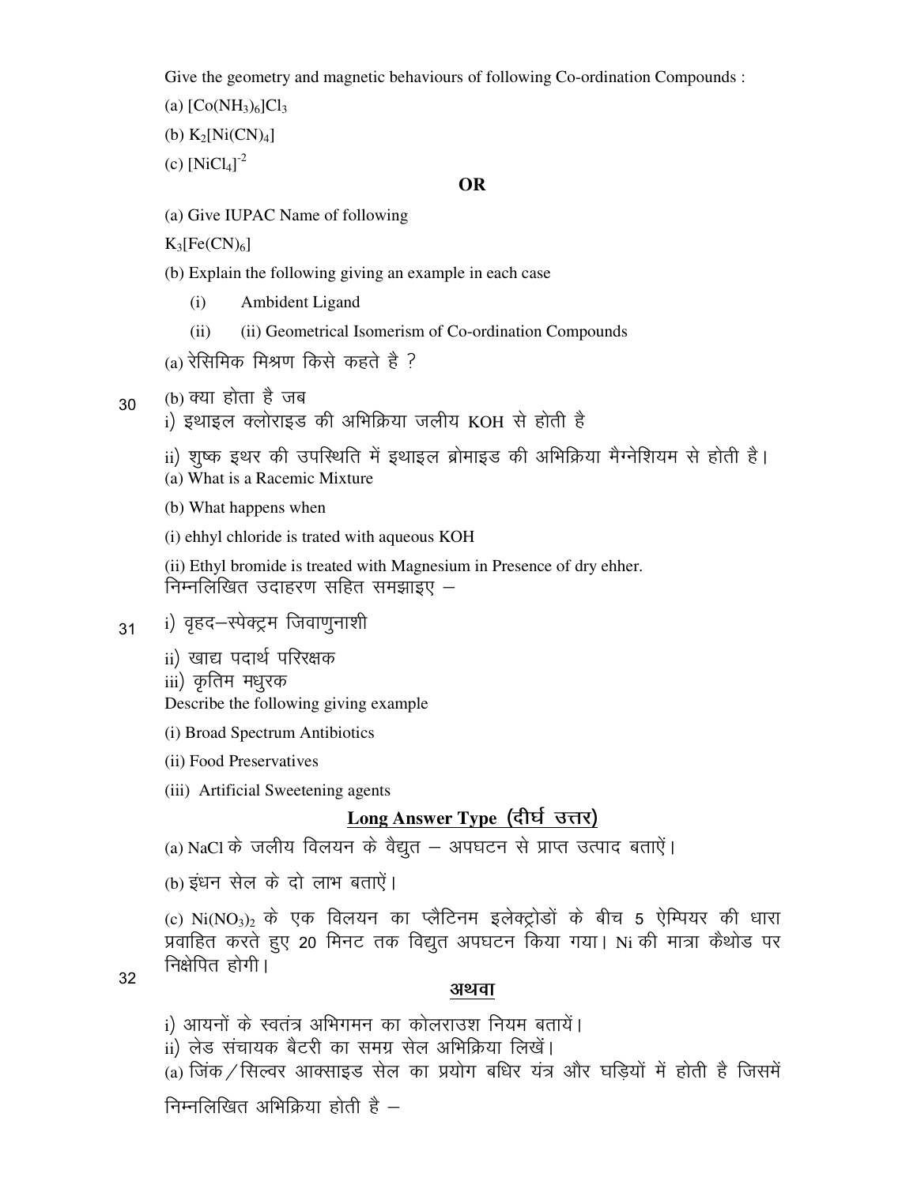Give the geometry and magnetic behaviours of following Co-ordination Compounds :

(a) $[Co(NH_3)_6]Cl_3$

(b) $K_2[Ni(CN)_4]$

(c) $[NiCl_4]^{-2}$

**OR**

(a) Give IUPAC Name of following

$K_3[Fe(CN)_6]$

(b) Explain the following giving an example in each case

(i) Ambident Ligand

(ii) (ii) Geometrical Isomerism of Co-ordination Compounds

30

(a) रेसिमिक मिश्रण किसे कहते है ?

(b) क्या होता है जब

i) इथाइल क्लोराइड की अभिक्रिया जलीय KOH से होती है

ii) शुष्क इथर की उपस्थिति में इथाइल ब्रोमाइड की अभिक्रिया मैग्नेशियम से होती है।

(a) What is a Racemic Mixture

(b) What happens when

(i) ehhyl chloride is trated with aqueous KOH

(ii) Ethyl bromide is treated with Magnesium in Presence of dry ehher.

31

निम्नलिखित उदाहरण सहित समझाइए –

i) वृहद–स्पेक्ट्रम जिवाणुनाशी

ii) खाद्य पदार्थ परिरक्षक

iii) कृतिम मधुरक

Describe the following giving example

(i) Broad Spectrum Antibiotics

(ii) Food Preservatives

(iii) Artificial Sweetening agents

## Long Answer Type (दीर्घ उत्तर)

32

(a) NaCl के जलीय विलयन के वैद्युत – अपघटन से प्राप्त उत्पाद बताएें।

(b) इंधन सेल के दो लाभ बताएें।

(c) $Ni(NO_3)_2$ के एक विलयन का प्लैटिनम इलेक्ट्रोडों के बीच 5 ऐम्पियर की धारा प्रवाहित करते हुए 20 मिनट तक विद्युत अपघटन किया गया। Ni की मात्रा कैथोड पर निक्षेपित होगी।

**अथवा**

i) आयनों के स्वतंत्र अभिगमन का कोलराउश नियम बतायें।

ii) लेड संचायक बैटरी का समग्र सेल अभिक्रिया लिखें।

(a) जिंक/सिल्वर आक्साइड सेल का प्रयोग बधिर यंत्र और घड़ियों में होती है जिसमें निम्नलिखित अभिक्रिया होती है –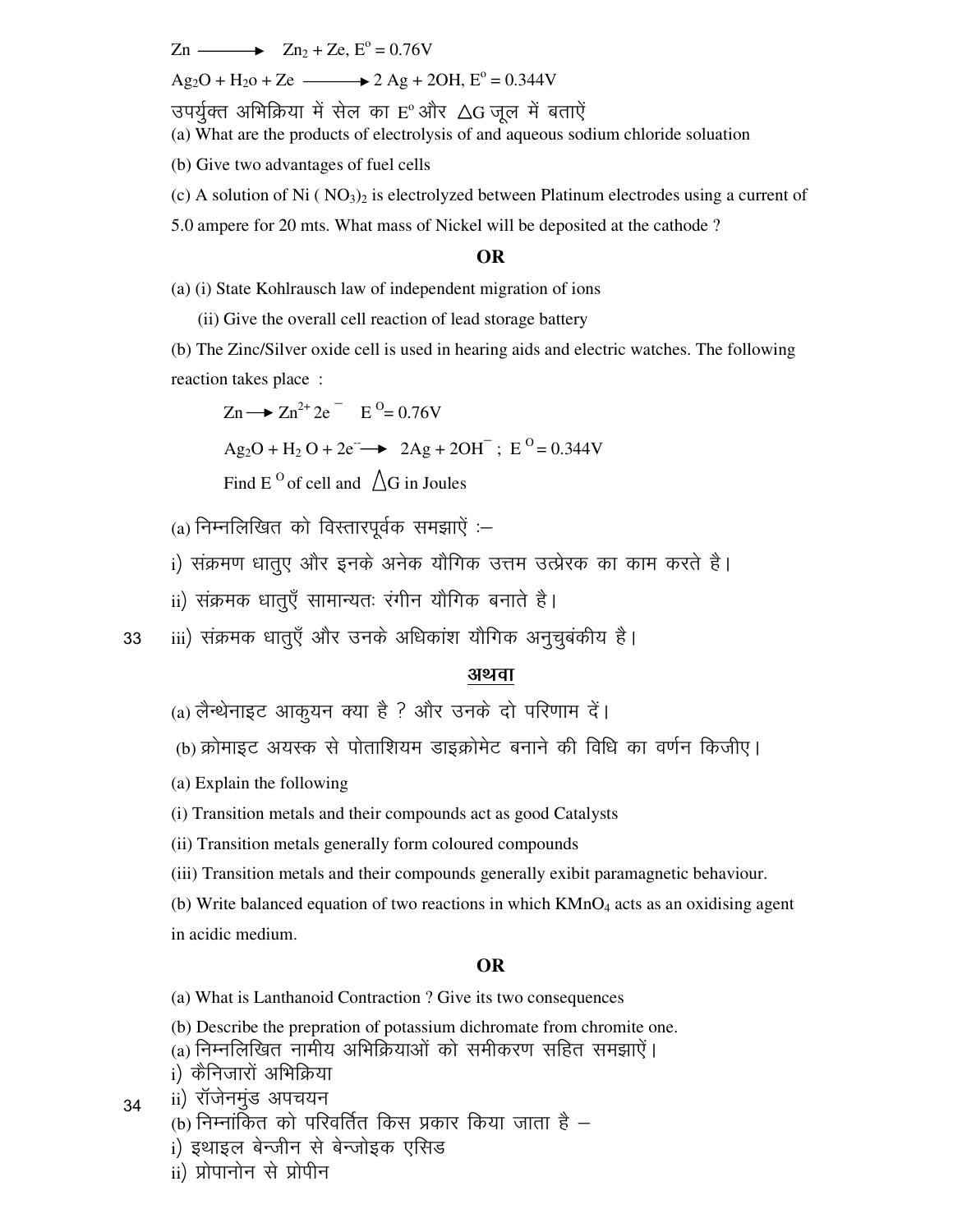Zn $\longrightarrow$ $Zn_2$ + Ze, $E^o$ = 0.76V

$Ag_2O$ + $H_2o$ + Ze $\longrightarrow$ 2 Ag + 2OH, $E^o$ = 0.344V

उपर्युक्त अभिक्रिया में सेल का $E^o$ और $\triangle G$ जूल में बताऐं

(a) What are the products of electrolysis of and aqueous sodium chloride soluation

(b) Give two advantages of fuel cells

(c) A solution of Ni ( $NO_3)_2$ is electrolyzed between Platinum electrodes using a current of 5.0 ampere for 20 mts. What mass of Nickel will be deposited at the cathode ?

**OR**

(a) (i) State Kohlrausch law of independent migration of ions

(ii) Give the overall cell reaction of lead storage battery

(b) The Zinc/Silver oxide cell is used in hearing aids and electric watches. The following reaction takes place :

$Zn \rightarrow Zn^{2+} 2e^-$ $E^O$= 0.76V

$Ag_2O + H_2O + 2e^- \rightarrow 2Ag + 2OH^-$ ; $E^O$ = 0.344V

Find $E^O$ of cell and $\triangle G$ in Joules

33

(a) निम्नलिखित को विस्तारपूर्वक समझाऐं :–

i) संक्रमण धातुए और इनके अनेक यौगिक उत्तम उत्प्रेरक का काम करते है।

ii) संक्रमक धातुएँ सामान्यतः रंगीन यौगिक बनाते है।

iii) संक्रमक धातुएँ और उनके अधिकांश यौगिक अनुचुबंकीय है।

**अथवा**

(a) लैन्थेनाइट आकुयन क्या है ? और उनके दो परिणाम दें।

(b) क्रोमाइट अयस्क से पोताशियम डाइक्रोमेट बनाने की विधि का वर्णन किजीए।

(a) Explain the following

(i) Transition metals and their compounds act as good Catalysts

(ii) Transition metals generally form coloured compounds

(iii) Transition metals and their compounds generally exibit paramagnetic behaviour.

(b) Write balanced equation of two reactions in which $KMnO_4$ acts as an oxidising agent in acidic medium.

**OR**

(a) What is Lanthanoid Contraction ? Give its two consequences

(b) Describe the prepration of potassium dichromate from chromite one.

34

(a) निम्नलिखित नामीय अभिक्रियाओं को समीकरण सहित समझाऐं।

i) कैनिजारों अभिक्रिया

ii) रॉजेनमुंड अपचयन

(b) निम्नांकित को परिवर्तित किस प्रकार किया जाता है –

i) इथाइल बेन्जीन से बेन्जोइक एसिड

ii) प्रोपानोन से प्रोपीन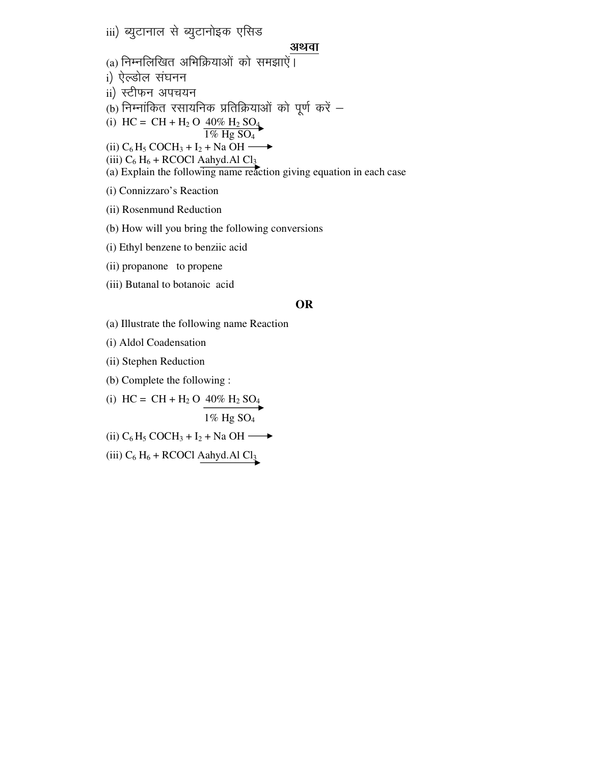iii) ब्युटानाल से ब्युटानोइक एसिड

**अथवा**

(a) निम्नलिखित अभिक्रियाओं को समझाऐं।

i) ऐल्डोल संघनन

ii) स्टीफन अपचयन

(b) निम्नांकित रसायनिक प्रतिक्रियाओं को पूर्ण करें –

(i) $HC = CH + H_2O \xrightarrow[1\%\ Hg\ SO_4]{40\%\ H_2SO_4}$

(ii) $C_6H_5COCH_3 + I_2 + NaOH \longrightarrow$

(iii) $C_6H_6 + RCOCl \xrightarrow{Aahyd.AlCl_3}$

(a) Explain the following name reaction giving equation in each case

(i) Connizzaro's Reaction

(ii) Rosenmund Reduction

(b) How will you bring the following conversions

(i) Ethyl benzene to benziic acid

(ii) propanone to propene

(iii) Butanal to botanoic acid

**OR**

(a) Illustrate the following name Reaction

(i) Aldol Coadensation

(ii) Stephen Reduction

(b) Complete the following :

(i) $HC = CH + H_2O \xrightarrow[1\%\ Hg\ SO_4]{40\%\ H_2SO_4}$

(ii) $C_6H_5COCH_3 + I_2 + NaOH \longrightarrow$

(iii) $C_6H_6 + RCOCl \xrightarrow{Aahyd.AlCl_3}$